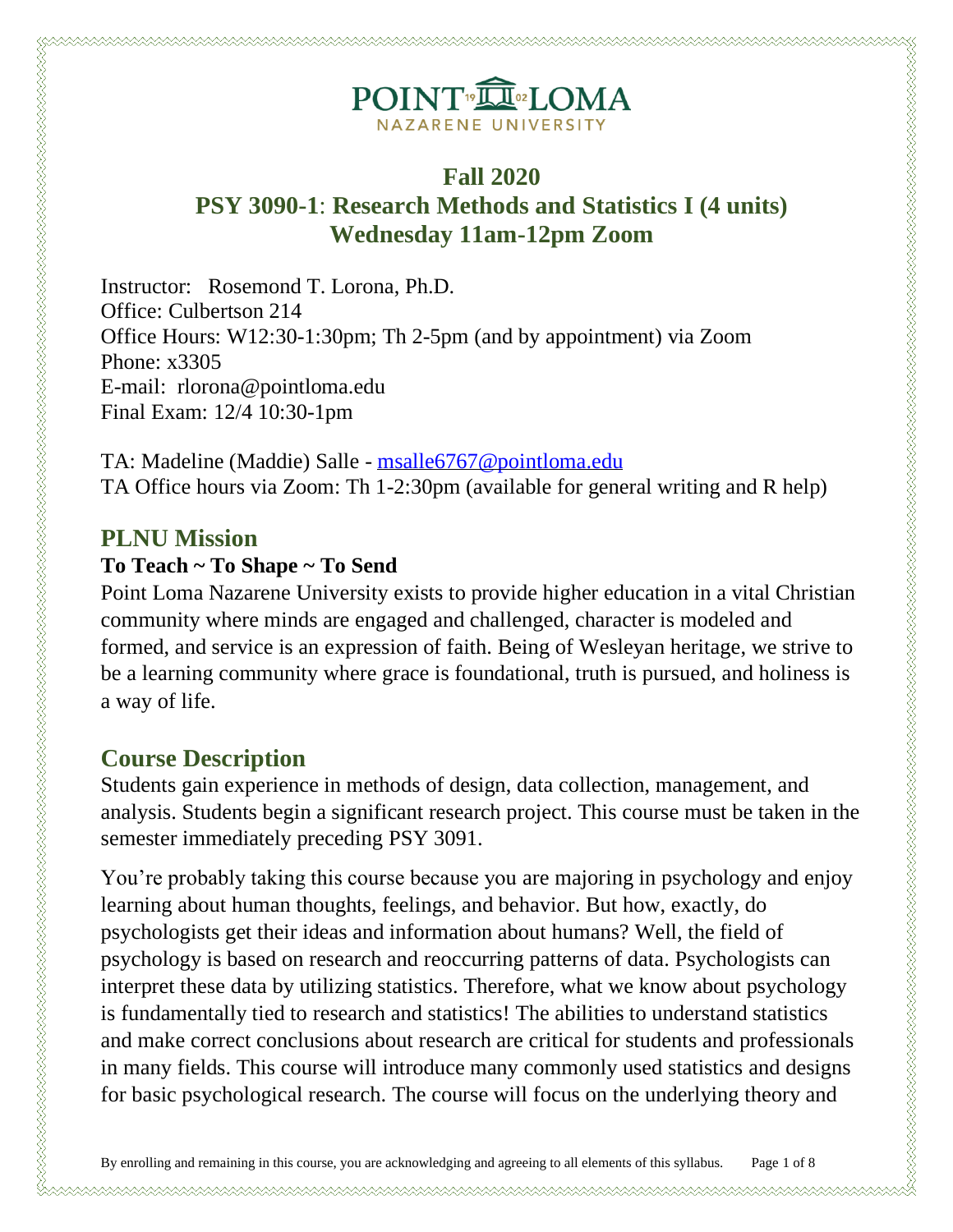**POINT LOMA**
NAZARENE UNIVERSITY

# Fall 2020
# PSY 3090-1: Research Methods and Statistics I (4 units)
# Wednesday 11am-12pm Zoom

Instructor: Rosemond T. Lorona, Ph.D.
Office: Culbertson 214
Office Hours: W12:30-1:30pm; Th 2-5pm (and by appointment) via Zoom
Phone: x3305
E-mail: rlorona@pointloma.edu
Final Exam: 12/4 10:30-1pm

TA: Madeline (Maddie) Salle - msalle6767@pointloma.edu
TA Office hours via Zoom: Th 1-2:30pm (available for general writing and R help)

## PLNU Mission

**To Teach ~ To Shape ~ To Send**

Point Loma Nazarene University exists to provide higher education in a vital Christian community where minds are engaged and challenged, character is modeled and formed, and service is an expression of faith. Being of Wesleyan heritage, we strive to be a learning community where grace is foundational, truth is pursued, and holiness is a way of life.

## Course Description

Students gain experience in methods of design, data collection, management, and analysis. Students begin a significant research project. This course must be taken in the semester immediately preceding PSY 3091.

You're probably taking this course because you are majoring in psychology and enjoy learning about human thoughts, feelings, and behavior. But how, exactly, do psychologists get their ideas and information about humans? Well, the field of psychology is based on research and reoccurring patterns of data. Psychologists can interpret these data by utilizing statistics. Therefore, what we know about psychology is fundamentally tied to research and statistics! The abilities to understand statistics and make correct conclusions about research are critical for students and professionals in many fields. This course will introduce many commonly used statistics and designs for basic psychological research. The course will focus on the underlying theory and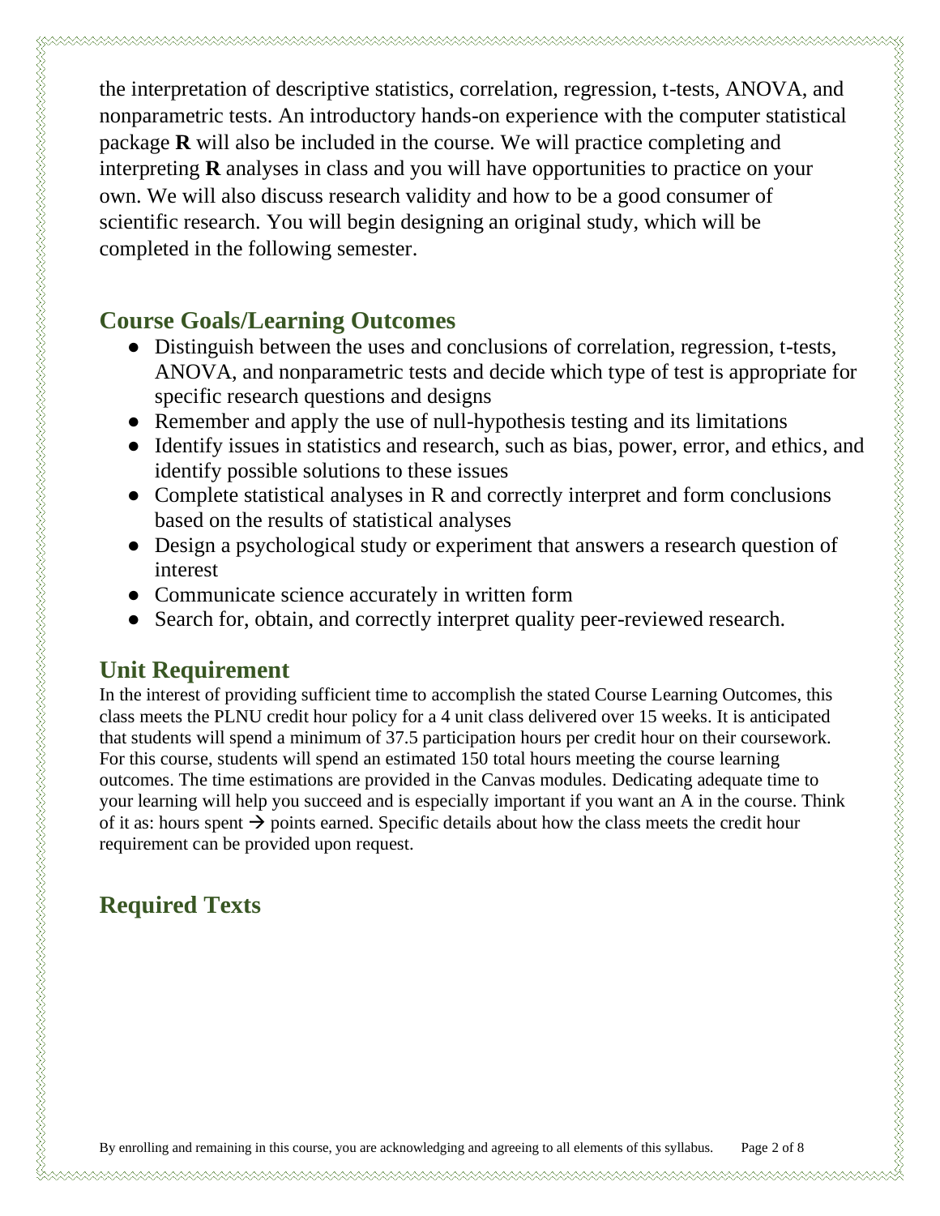the interpretation of descriptive statistics, correlation, regression, t-tests, ANOVA, and nonparametric tests. An introductory hands-on experience with the computer statistical package **R** will also be included in the course. We will practice completing and interpreting **R** analyses in class and you will have opportunities to practice on your own. We will also discuss research validity and how to be a good consumer of scientific research. You will begin designing an original study, which will be completed in the following semester.

## Course Goals/Learning Outcomes

- Distinguish between the uses and conclusions of correlation, regression, t-tests, ANOVA, and nonparametric tests and decide which type of test is appropriate for specific research questions and designs
- Remember and apply the use of null-hypothesis testing and its limitations
- Identify issues in statistics and research, such as bias, power, error, and ethics, and identify possible solutions to these issues
- Complete statistical analyses in R and correctly interpret and form conclusions based on the results of statistical analyses
- Design a psychological study or experiment that answers a research question of interest
- Communicate science accurately in written form
- Search for, obtain, and correctly interpret quality peer-reviewed research.

## Unit Requirement

In the interest of providing sufficient time to accomplish the stated Course Learning Outcomes, this class meets the PLNU credit hour policy for a 4 unit class delivered over 15 weeks. It is anticipated that students will spend a minimum of 37.5 participation hours per credit hour on their coursework. For this course, students will spend an estimated 150 total hours meeting the course learning outcomes. The time estimations are provided in the Canvas modules. Dedicating adequate time to your learning will help you succeed and is especially important if you want an A in the course. Think of it as: hours spent → points earned. Specific details about how the class meets the credit hour requirement can be provided upon request.

## Required Texts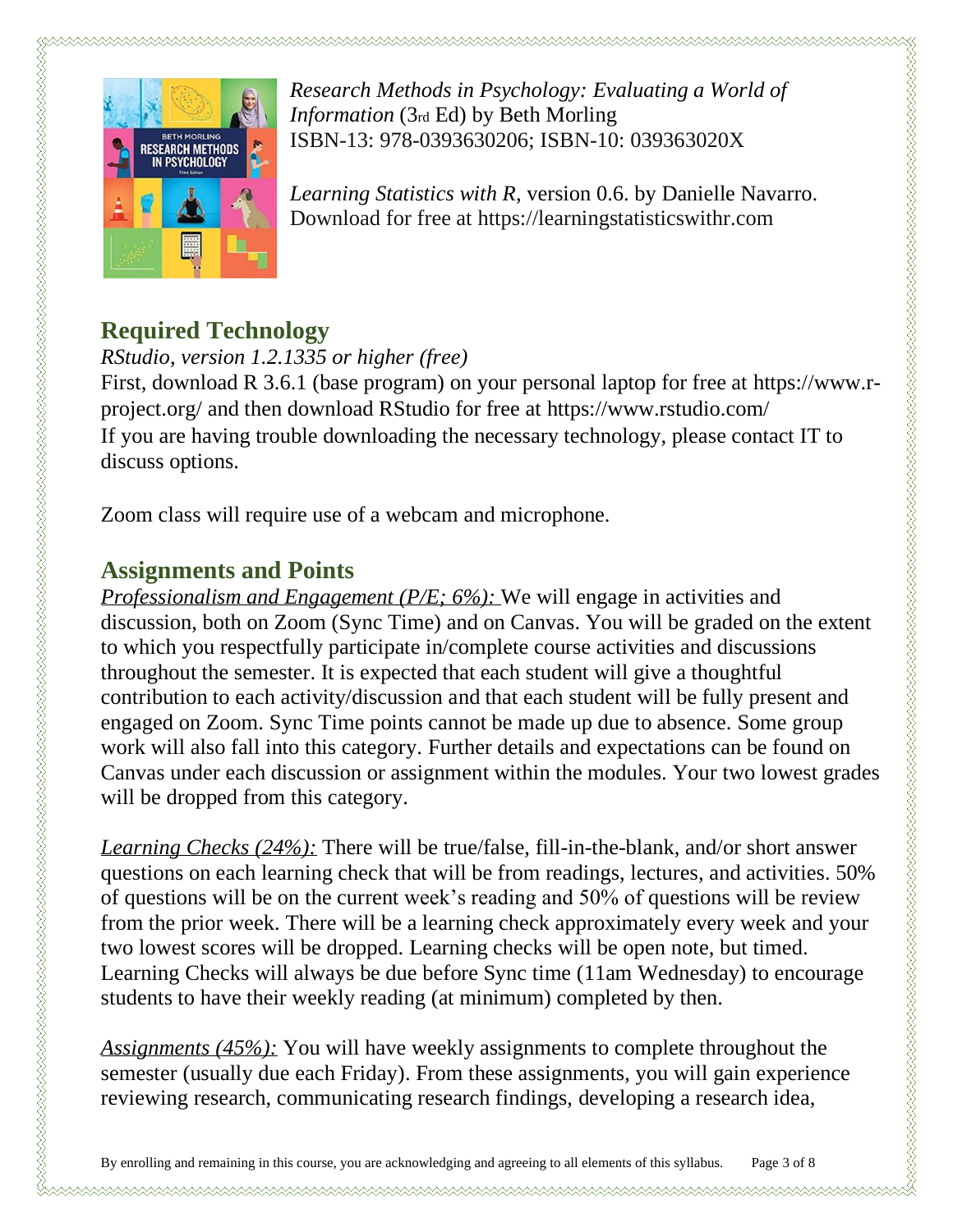*Research Methods in Psychology: Evaluating a World of Information* (3rd Ed) by Beth Morling
ISBN-13: 978-0393630206; ISBN-10: 039363020X

*Learning Statistics with R*, version 0.6. by Danielle Navarro. Download for free at https://learningstatisticswithr.com

## Required Technology

*RStudio, version 1.2.1335 or higher (free)*
First, download R 3.6.1 (base program) on your personal laptop for free at https://www.r-project.org/ and then download RStudio for free at https://www.rstudio.com/
If you are having trouble downloading the necessary technology, please contact IT to discuss options.

Zoom class will require use of a webcam and microphone.

## Assignments and Points

*Professionalism and Engagement (P/E; 6%):* We will engage in activities and discussion, both on Zoom (Sync Time) and on Canvas. You will be graded on the extent to which you respectfully participate in/complete course activities and discussions throughout the semester. It is expected that each student will give a thoughtful contribution to each activity/discussion and that each student will be fully present and engaged on Zoom. Sync Time points cannot be made up due to absence. Some group work will also fall into this category. Further details and expectations can be found on Canvas under each discussion or assignment within the modules. Your two lowest grades will be dropped from this category.

*Learning Checks (24%):* There will be true/false, fill-in-the-blank, and/or short answer questions on each learning check that will be from readings, lectures, and activities. 50% of questions will be on the current week's reading and 50% of questions will be review from the prior week. There will be a learning check approximately every week and your two lowest scores will be dropped. Learning checks will be open note, but timed. Learning Checks will always be due before Sync time (11am Wednesday) to encourage students to have their weekly reading (at minimum) completed by then.

*Assignments (45%):* You will have weekly assignments to complete throughout the semester (usually due each Friday). From these assignments, you will gain experience reviewing research, communicating research findings, developing a research idea,

By enrolling and remaining in this course, you are acknowledging and agreeing to all elements of this syllabus.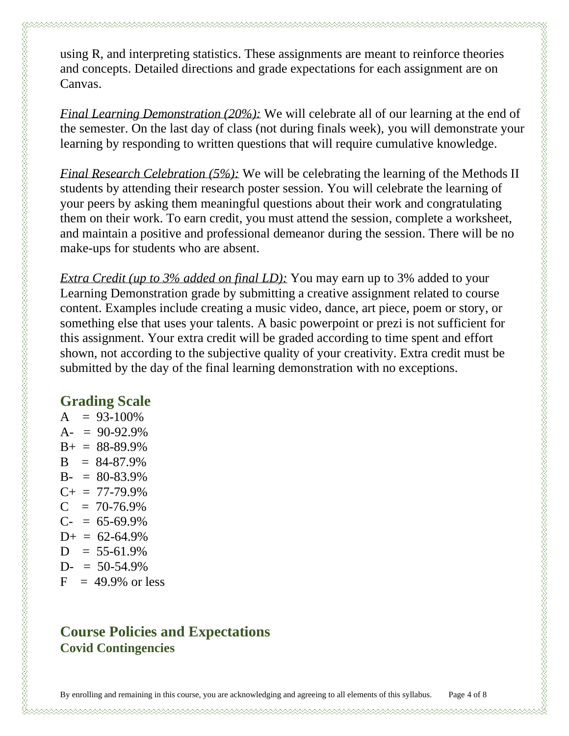using R, and interpreting statistics. These assignments are meant to reinforce theories and concepts. Detailed directions and grade expectations for each assignment are on Canvas.

*Final Learning Demonstration (20%):* We will celebrate all of our learning at the end of the semester. On the last day of class (not during finals week), you will demonstrate your learning by responding to written questions that will require cumulative knowledge.

*Final Research Celebration (5%):* We will be celebrating the learning of the Methods II students by attending their research poster session. You will celebrate the learning of your peers by asking them meaningful questions about their work and congratulating them on their work. To earn credit, you must attend the session, complete a worksheet, and maintain a positive and professional demeanor during the session. There will be no make-ups for students who are absent.

*Extra Credit (up to 3% added on final LD):* You may earn up to 3% added to your Learning Demonstration grade by submitting a creative assignment related to course content. Examples include creating a music video, dance, art piece, poem or story, or something else that uses your talents. A basic powerpoint or prezi is not sufficient for this assignment. Your extra credit will be graded according to time spent and effort shown, not according to the subjective quality of your creativity. Extra credit must be submitted by the day of the final learning demonstration with no exceptions.

## Grading Scale

A = 93-100%
A- = 90-92.9%
B+ = 88-89.9%
B = 84-87.9%
B- = 80-83.9%
C+ = 77-79.9%
C = 70-76.9%
C- = 65-69.9%
D+ = 62-64.9%
D = 55-61.9%
D- = 50-54.9%
F = 49.9% or less

## Course Policies and Expectations

### Covid Contingencies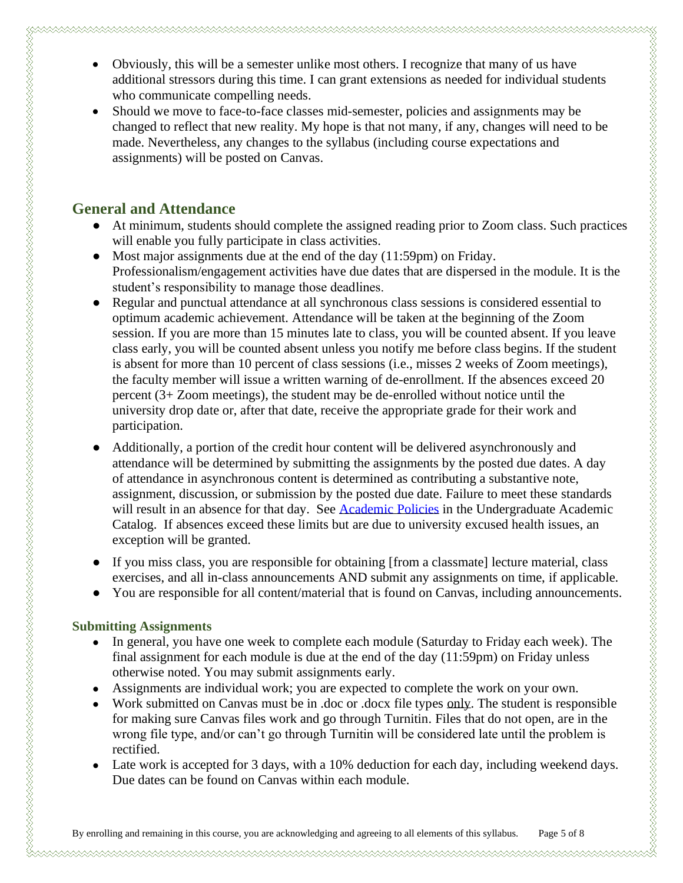- Obviously, this will be a semester unlike most others. I recognize that many of us have additional stressors during this time. I can grant extensions as needed for individual students who communicate compelling needs.
- Should we move to face-to-face classes mid-semester, policies and assignments may be changed to reflect that new reality. My hope is that not many, if any, changes will need to be made. Nevertheless, any changes to the syllabus (including course expectations and assignments) will be posted on Canvas.

## General and Attendance

- At minimum, students should complete the assigned reading prior to Zoom class. Such practices will enable you fully participate in class activities.
- Most major assignments due at the end of the day (11:59pm) on Friday. Professionalism/engagement activities have due dates that are dispersed in the module. It is the student's responsibility to manage those deadlines.
- Regular and punctual attendance at all synchronous class sessions is considered essential to optimum academic achievement. Attendance will be taken at the beginning of the Zoom session. If you are more than 15 minutes late to class, you will be counted absent. If you leave class early, you will be counted absent unless you notify me before class begins. If the student is absent for more than 10 percent of class sessions (i.e., misses 2 weeks of Zoom meetings), the faculty member will issue a written warning of de-enrollment. If the absences exceed 20 percent (3+ Zoom meetings), the student may be de-enrolled without notice until the university drop date or, after that date, receive the appropriate grade for their work and participation.
- Additionally, a portion of the credit hour content will be delivered asynchronously and attendance will be determined by submitting the assignments by the posted due dates. A day of attendance in asynchronous content is determined as contributing a substantive note, assignment, discussion, or submission by the posted due date. Failure to meet these standards will result in an absence for that day. See Academic Policies in the Undergraduate Academic Catalog. If absences exceed these limits but are due to university excused health issues, an exception will be granted.
- If you miss class, you are responsible for obtaining [from a classmate] lecture material, class exercises, and all in-class announcements AND submit any assignments on time, if applicable.
- You are responsible for all content/material that is found on Canvas, including announcements.

### Submitting Assignments

- In general, you have one week to complete each module (Saturday to Friday each week). The final assignment for each module is due at the end of the day (11:59pm) on Friday unless otherwise noted. You may submit assignments early.
- Assignments are individual work; you are expected to complete the work on your own.
- Work submitted on Canvas must be in .doc or .docx file types <u>only</u>. The student is responsible for making sure Canvas files work and go through Turnitin. Files that do not open, are in the wrong file type, and/or can't go through Turnitin will be considered late until the problem is rectified.
- Late work is accepted for 3 days, with a 10% deduction for each day, including weekend days. Due dates can be found on Canvas within each module.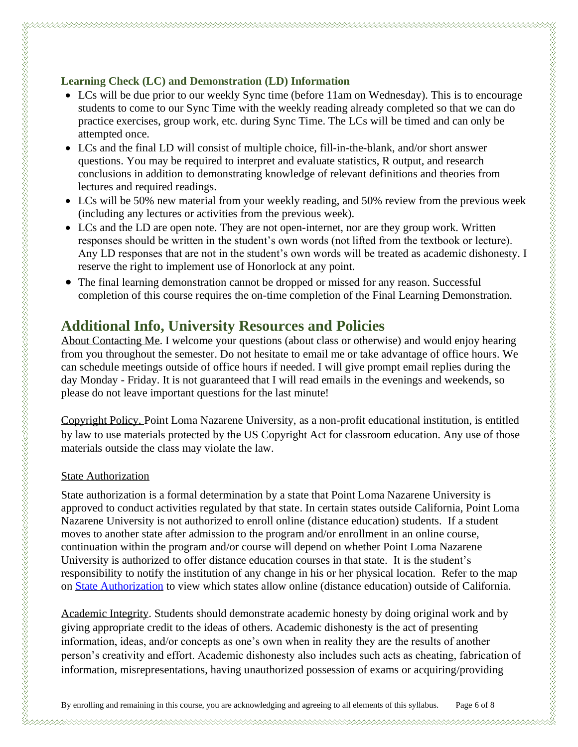### Learning Check (LC) and Demonstration (LD) Information

- LCs will be due prior to our weekly Sync time (before 11am on Wednesday). This is to encourage students to come to our Sync Time with the weekly reading already completed so that we can do practice exercises, group work, etc. during Sync Time. The LCs will be timed and can only be attempted once.
- LCs and the final LD will consist of multiple choice, fill-in-the-blank, and/or short answer questions. You may be required to interpret and evaluate statistics, R output, and research conclusions in addition to demonstrating knowledge of relevant definitions and theories from lectures and required readings.
- LCs will be 50% new material from your weekly reading, and 50% review from the previous week (including any lectures or activities from the previous week).
- LCs and the LD are open note. They are not open-internet, nor are they group work. Written responses should be written in the student's own words (not lifted from the textbook or lecture). Any LD responses that are not in the student's own words will be treated as academic dishonesty. I reserve the right to implement use of Honorlock at any point.
- The final learning demonstration cannot be dropped or missed for any reason. Successful completion of this course requires the on-time completion of the Final Learning Demonstration.

## Additional Info, University Resources and Policies

About Contacting Me. I welcome your questions (about class or otherwise) and would enjoy hearing from you throughout the semester. Do not hesitate to email me or take advantage of office hours. We can schedule meetings outside of office hours if needed. I will give prompt email replies during the day Monday - Friday. It is not guaranteed that I will read emails in the evenings and weekends, so please do not leave important questions for the last minute!

Copyright Policy. Point Loma Nazarene University, as a non-profit educational institution, is entitled by law to use materials protected by the US Copyright Act for classroom education. Any use of those materials outside the class may violate the law.

State Authorization

State authorization is a formal determination by a state that Point Loma Nazarene University is approved to conduct activities regulated by that state. In certain states outside California, Point Loma Nazarene University is not authorized to enroll online (distance education) students. If a student moves to another state after admission to the program and/or enrollment in an online course, continuation within the program and/or course will depend on whether Point Loma Nazarene University is authorized to offer distance education courses in that state. It is the student's responsibility to notify the institution of any change in his or her physical location. Refer to the map on State Authorization to view which states allow online (distance education) outside of California.

Academic Integrity. Students should demonstrate academic honesty by doing original work and by giving appropriate credit to the ideas of others. Academic dishonesty is the act of presenting information, ideas, and/or concepts as one's own when in reality they are the results of another person's creativity and effort. Academic dishonesty also includes such acts as cheating, fabrication of information, misrepresentations, having unauthorized possession of exams or acquiring/providing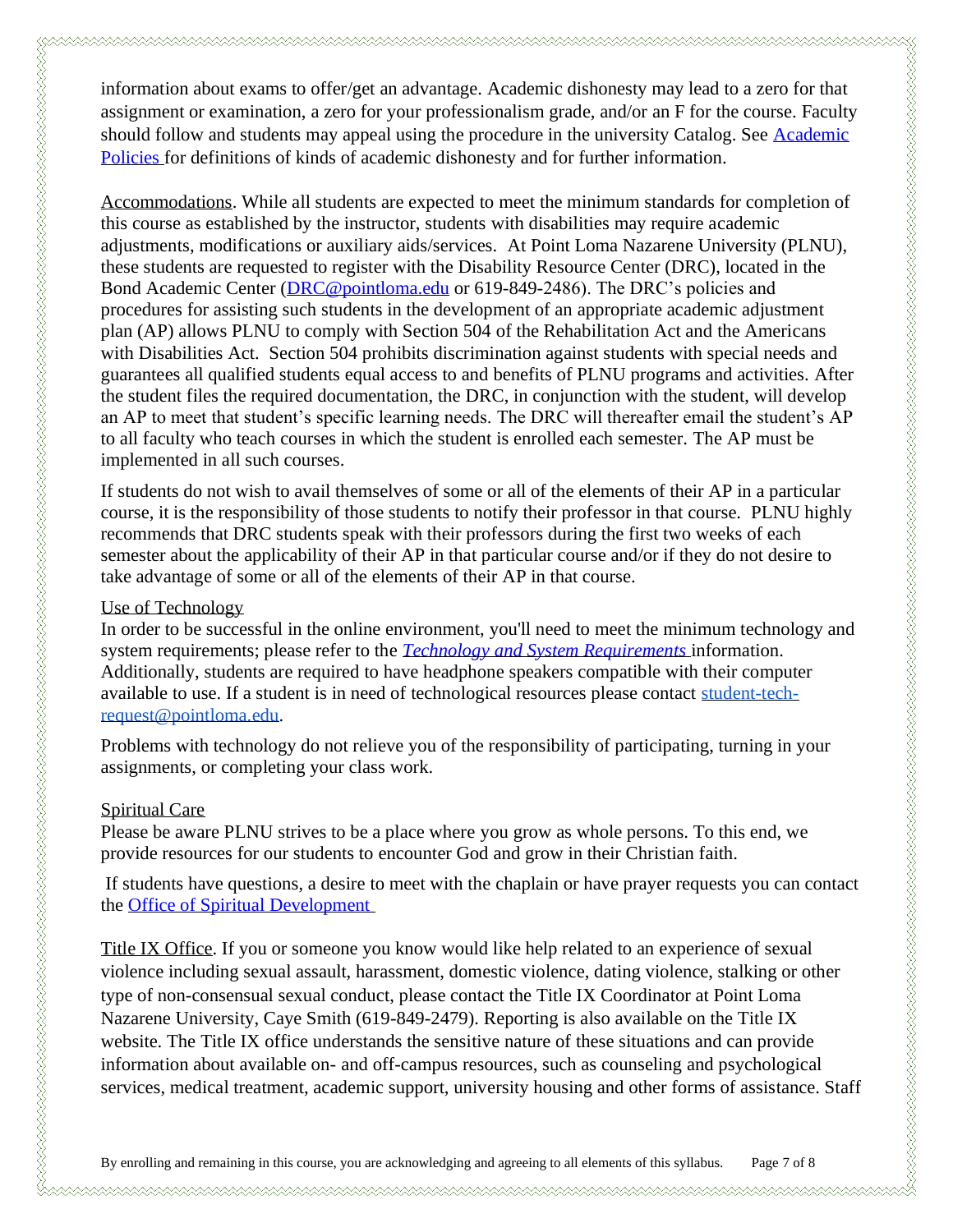information about exams to offer/get an advantage. Academic dishonesty may lead to a zero for that assignment or examination, a zero for your professionalism grade, and/or an F for the course. Faculty should follow and students may appeal using the procedure in the university Catalog. See [Academic Policies](#) for definitions of kinds of academic dishonesty and for further information.

Accommodations. While all students are expected to meet the minimum standards for completion of this course as established by the instructor, students with disabilities may require academic adjustments, modifications or auxiliary aids/services. At Point Loma Nazarene University (PLNU), these students are requested to register with the Disability Resource Center (DRC), located in the Bond Academic Center (DRC@pointloma.edu or 619-849-2486). The DRC's policies and procedures for assisting such students in the development of an appropriate academic adjustment plan (AP) allows PLNU to comply with Section 504 of the Rehabilitation Act and the Americans with Disabilities Act. Section 504 prohibits discrimination against students with special needs and guarantees all qualified students equal access to and benefits of PLNU programs and activities. After the student files the required documentation, the DRC, in conjunction with the student, will develop an AP to meet that student's specific learning needs. The DRC will thereafter email the student's AP to all faculty who teach courses in which the student is enrolled each semester. The AP must be implemented in all such courses.

If students do not wish to avail themselves of some or all of the elements of their AP in a particular course, it is the responsibility of those students to notify their professor in that course. PLNU highly recommends that DRC students speak with their professors during the first two weeks of each semester about the applicability of their AP in that particular course and/or if they do not desire to take advantage of some or all of the elements of their AP in that course.

Use of Technology

In order to be successful in the online environment, you'll need to meet the minimum technology and system requirements; please refer to the *[Technology and System Requirements](#)* information. Additionally, students are required to have headphone speakers compatible with their computer available to use. If a student is in need of technological resources please contact student-tech-request@pointloma.edu.

Problems with technology do not relieve you of the responsibility of participating, turning in your assignments, or completing your class work.

Spiritual Care

Please be aware PLNU strives to be a place where you grow as whole persons. To this end, we provide resources for our students to encounter God and grow in their Christian faith.

If students have questions, a desire to meet with the chaplain or have prayer requests you can contact the [Office of Spiritual Development](#)

Title IX Office. If you or someone you know would like help related to an experience of sexual violence including sexual assault, harassment, domestic violence, dating violence, stalking or other type of non-consensual sexual conduct, please contact the Title IX Coordinator at Point Loma Nazarene University, Caye Smith (619-849-2479). Reporting is also available on the Title IX website. The Title IX office understands the sensitive nature of these situations and can provide information about available on- and off-campus resources, such as counseling and psychological services, medical treatment, academic support, university housing and other forms of assistance. Staff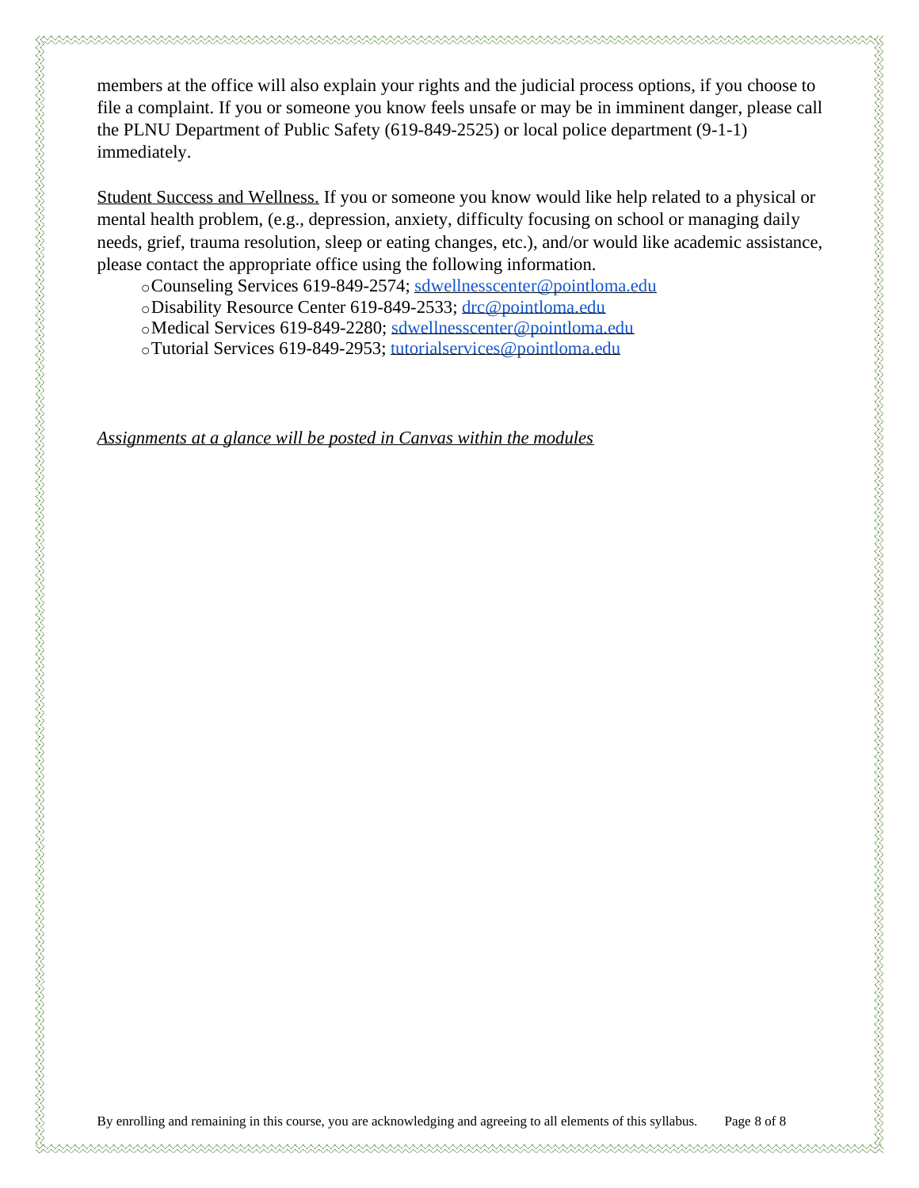members at the office will also explain your rights and the judicial process options, if you choose to file a complaint. If you or someone you know feels unsafe or may be in imminent danger, please call the PLNU Department of Public Safety (619-849-2525) or local police department (9-1-1) immediately.

Student Success and Wellness. If you or someone you know would like help related to a physical or mental health problem, (e.g., depression, anxiety, difficulty focusing on school or managing daily needs, grief, trauma resolution, sleep or eating changes, etc.), and/or would like academic assistance, please contact the appropriate office using the following information.

- Counseling Services 619-849-2574; sdwellnesscenter@pointloma.edu
- Disability Resource Center 619-849-2533; drc@pointloma.edu
- Medical Services 619-849-2280; sdwellnesscenter@pointloma.edu
- Tutorial Services 619-849-2953; tutorialservices@pointloma.edu

*Assignments at a glance will be posted in Canvas within the modules*